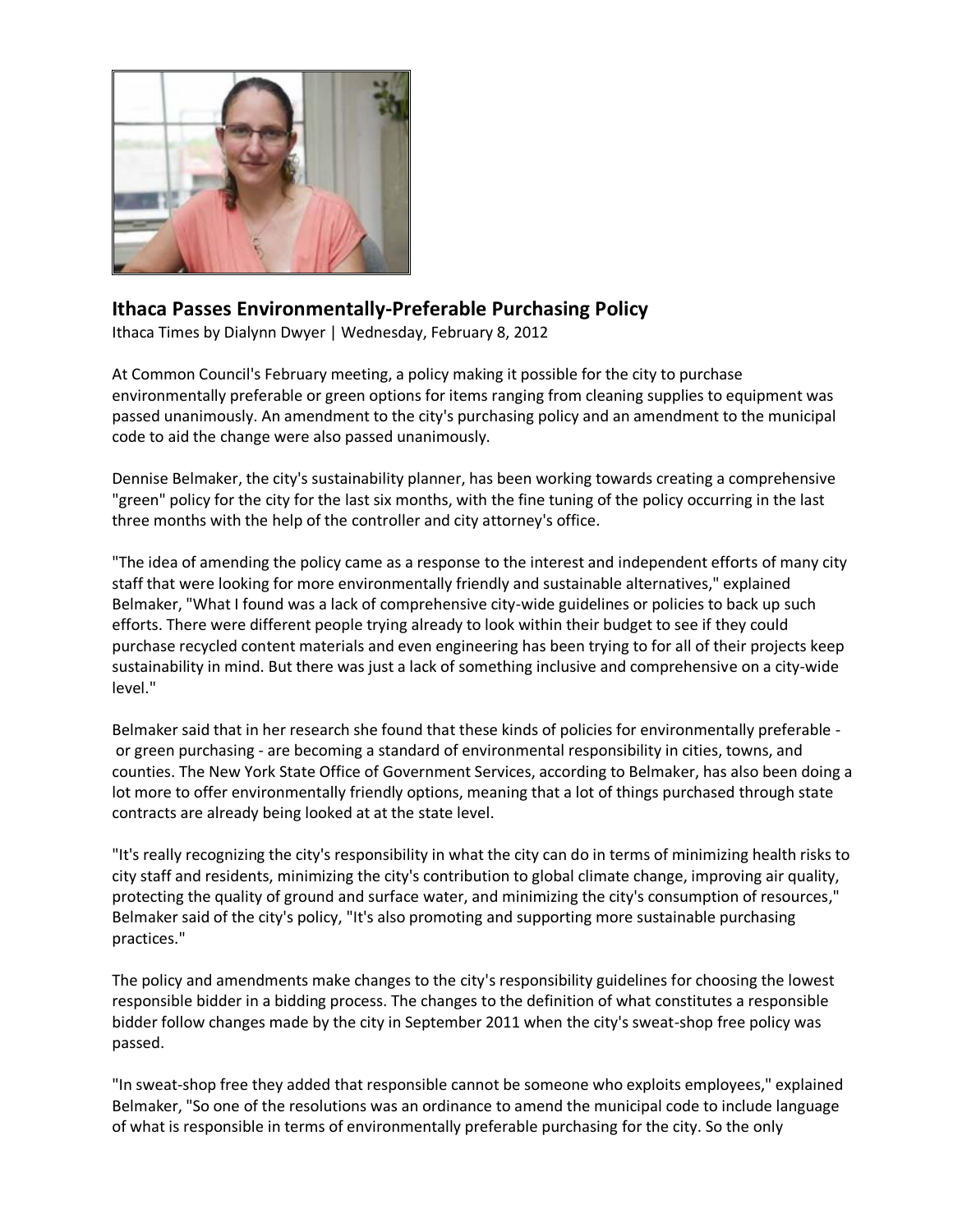## Ithaca Passes Environmentally-Preferable Purchasing Policy

Ithaca Times by Dialynn Dwyer | Wednesday, February 8, 2012

At Common Council's February meeting, a policy making it possible for the city to purchase environmentally preferable or green options for items ranging from cleaning supplies to equipment was passed unanimously. An amendment to the city's purchasing policy and an amendment to the municipal code to aid the change were also passed unanimously.

Dennise Belmaker, the city's sustainability planner, has been working towards creating a comprehensive "green" policy for the city for the last six months, with the fine tuning of the policy occurring in the last three months with the help of the controller and city attorney's office.

"The idea of amending the policy came as a response to the interest and independent efforts of many city staff that were looking for more environmentally friendly and sustainable alternatives," explained Belmaker, "What I found was a lack of comprehensive city-wide guidelines or policies to back up such efforts. There were different people trying already to look within their budget to see if they could purchase recycled content materials and even engineering has been trying to for all of their projects keep sustainability in mind. But there was just a lack of something inclusive and comprehensive on a city-wide level."

Belmaker said that in her research she found that these kinds of policies for environmentally preferable - or green purchasing - are becoming a standard of environmental responsibility in cities, towns, and counties. The New York State Office of Government Services, according to Belmaker, has also been doing a lot more to offer environmentally friendly options, meaning that a lot of things purchased through state contracts are already being looked at at the state level.

"It's really recognizing the city's responsibility in what the city can do in terms of minimizing health risks to city staff and residents, minimizing the city's contribution to global climate change, improving air quality, protecting the quality of ground and surface water, and minimizing the city's consumption of resources," Belmaker said of the city's policy, "It's also promoting and supporting more sustainable purchasing practices."

The policy and amendments make changes to the city's responsibility guidelines for choosing the lowest responsible bidder in a bidding process. The changes to the definition of what constitutes a responsible bidder follow changes made by the city in September 2011 when the city's sweat-shop free policy was passed.

"In sweat-shop free they added that responsible cannot be someone who exploits employees," explained Belmaker, "So one of the resolutions was an ordinance to amend the municipal code to include language of what is responsible in terms of environmentally preferable purchasing for the city. So the only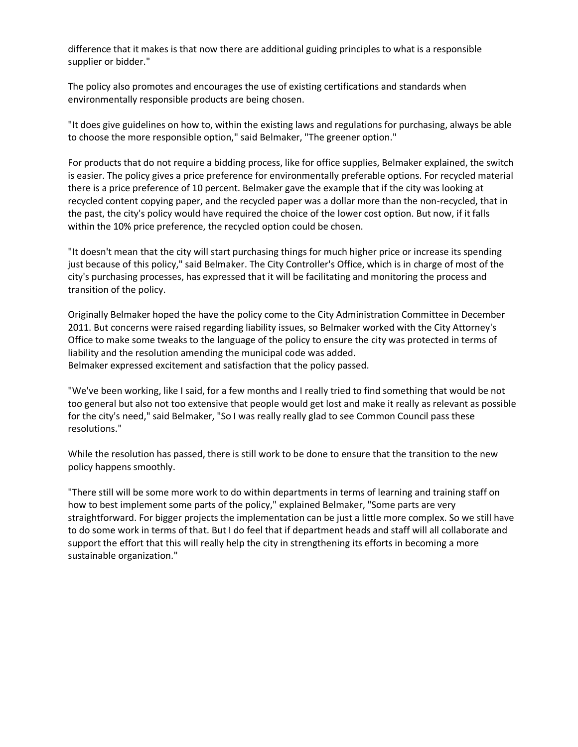difference that it makes is that now there are additional guiding principles to what is a responsible supplier or bidder."

The policy also promotes and encourages the use of existing certifications and standards when environmentally responsible products are being chosen.

"It does give guidelines on how to, within the existing laws and regulations for purchasing, always be able to choose the more responsible option," said Belmaker, "The greener option."

For products that do not require a bidding process, like for office supplies, Belmaker explained, the switch is easier. The policy gives a price preference for environmentally preferable options. For recycled material there is a price preference of 10 percent. Belmaker gave the example that if the city was looking at recycled content copying paper, and the recycled paper was a dollar more than the non-recycled, that in the past, the city's policy would have required the choice of the lower cost option. But now, if it falls within the 10% price preference, the recycled option could be chosen.

"It doesn't mean that the city will start purchasing things for much higher price or increase its spending just because of this policy," said Belmaker. The City Controller's Office, which is in charge of most of the city's purchasing processes, has expressed that it will be facilitating and monitoring the process and transition of the policy.

Originally Belmaker hoped the have the policy come to the City Administration Committee in December 2011. But concerns were raised regarding liability issues, so Belmaker worked with the City Attorney's Office to make some tweaks to the language of the policy to ensure the city was protected in terms of liability and the resolution amending the municipal code was added.
Belmaker expressed excitement and satisfaction that the policy passed.

"We've been working, like I said, for a few months and I really tried to find something that would be not too general but also not too extensive that people would get lost and make it really as relevant as possible for the city's need," said Belmaker, "So I was really really glad to see Common Council pass these resolutions."

While the resolution has passed, there is still work to be done to ensure that the transition to the new policy happens smoothly.

"There still will be some more work to do within departments in terms of learning and training staff on how to best implement some parts of the policy," explained Belmaker, "Some parts are very straightforward. For bigger projects the implementation can be just a little more complex. So we still have to do some work in terms of that. But I do feel that if department heads and staff will all collaborate and support the effort that this will really help the city in strengthening its efforts in becoming a more sustainable organization."